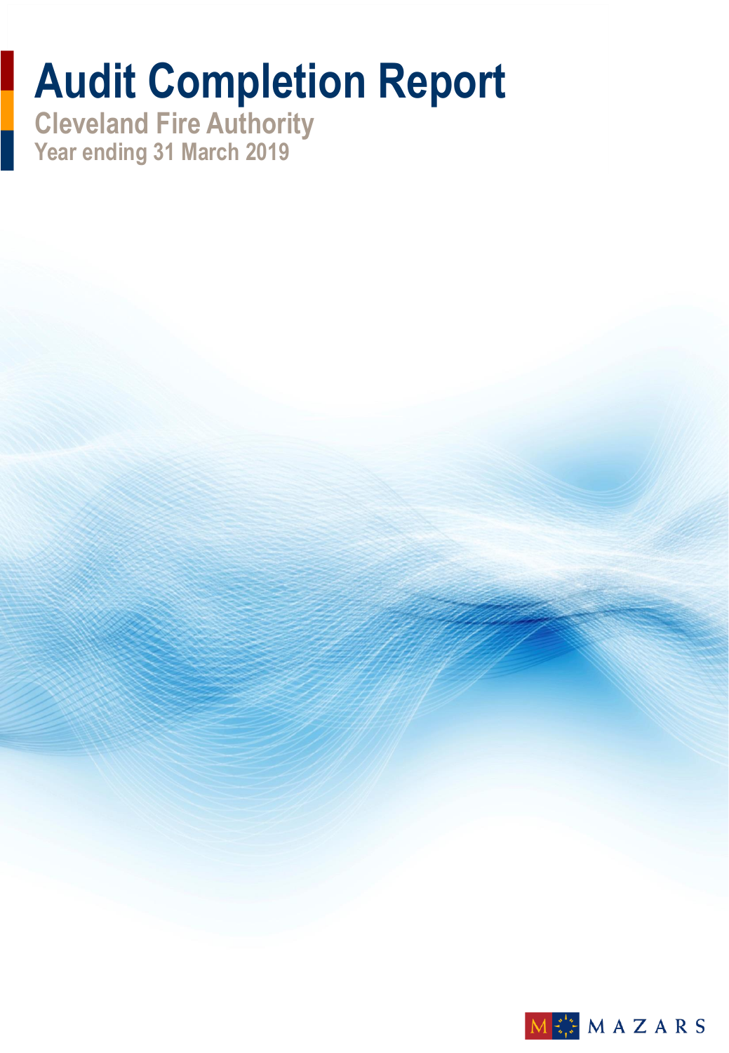# Audit Completion Report

## Cleveland Fire Authority

### Year ending 31 March 2019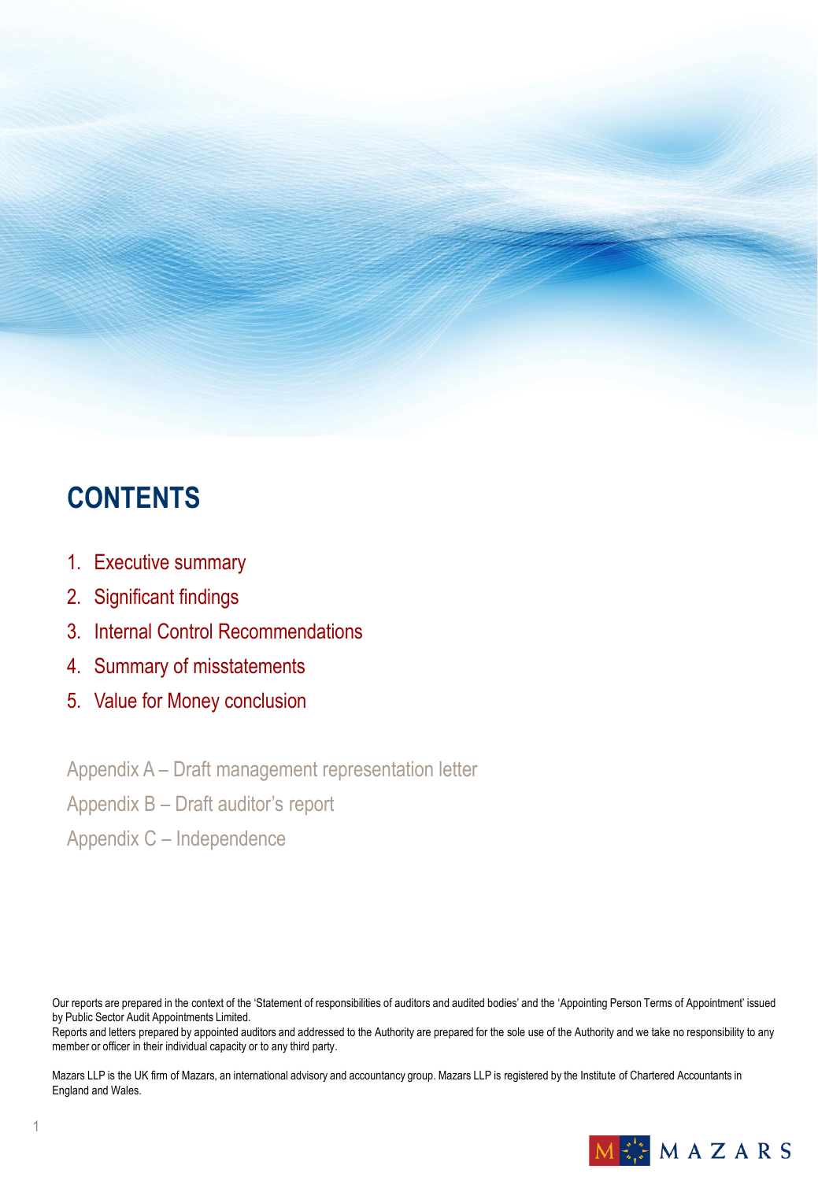# CONTENTS

1. Executive summary
2. Significant findings
3. Internal Control Recommendations
4. Summary of misstatements
5. Value for Money conclusion

Appendix A – Draft management representation letter

Appendix B – Draft auditor's report

Appendix C – Independence

Our reports are prepared in the context of the 'Statement of responsibilities of auditors and audited bodies' and the 'Appointing Person Terms of Appointment' issued by Public Sector Audit Appointments Limited.

Reports and letters prepared by appointed auditors and addressed to the Authority are prepared for the sole use of the Authority and we take no responsibility to any member or officer in their individual capacity or to any third party.

Mazars LLP is the UK firm of Mazars, an international advisory and accountancy group. Mazars LLP is registered by the Institute of Chartered Accountants in England and Wales.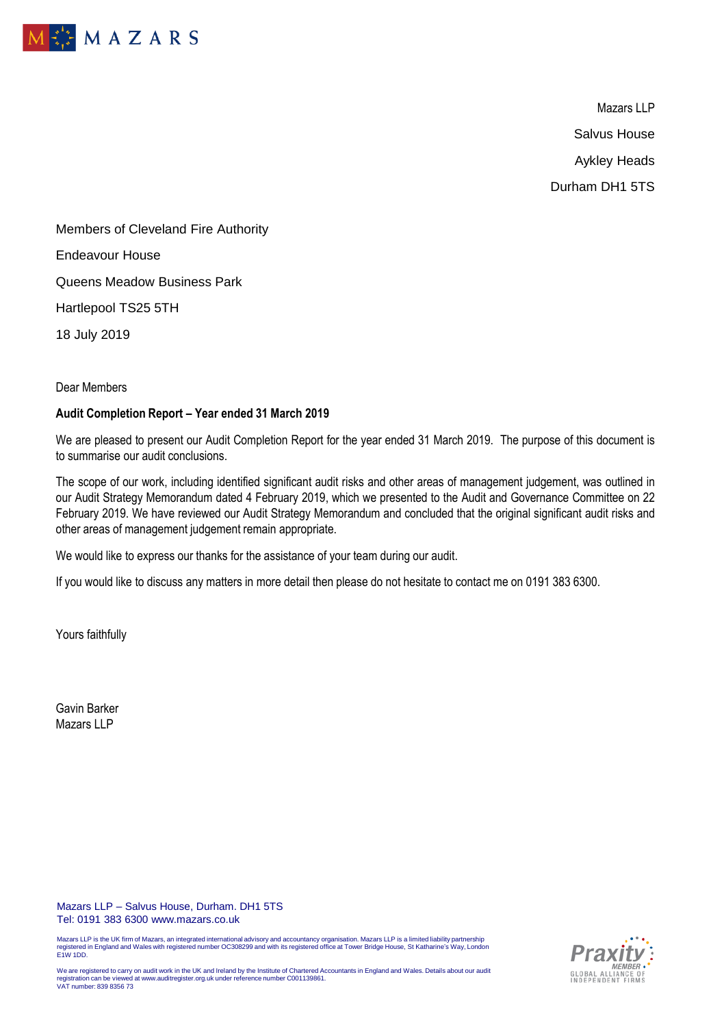Mazars LLP

Salvus House

Aykley Heads

Durham DH1 5TS

Members of Cleveland Fire Authority

Endeavour House

Queens Meadow Business Park

Hartlepool TS25 5TH

18 July 2019

Dear Members

**Audit Completion Report – Year ended 31 March 2019**

We are pleased to present our Audit Completion Report for the year ended 31 March 2019. The purpose of this document is to summarise our audit conclusions.

The scope of our work, including identified significant audit risks and other areas of management judgement, was outlined in our Audit Strategy Memorandum dated 4 February 2019, which we presented to the Audit and Governance Committee on 22 February 2019. We have reviewed our Audit Strategy Memorandum and concluded that the original significant audit risks and other areas of management judgement remain appropriate.

We would like to express our thanks for the assistance of your team during our audit.

If you would like to discuss any matters in more detail then please do not hesitate to contact me on 0191 383 6300.

Yours faithfully

Gavin Barker
Mazars LLP

Mazars LLP – Salvus House, Durham. DH1 5TS
Tel: 0191 383 6300 www.mazars.co.uk

Mazars LLP is the UK firm of Mazars, an integrated international advisory and accountancy organisation. Mazars LLP is a limited liability partnership registered in England and Wales with registered number OC308299 and with its registered office at Tower Bridge House, St Katharine's Way, London E1W 1DD.

We are registered to carry on audit work in the UK and Ireland by the Institute of Chartered Accountants in England and Wales. Details about our audit registration can be viewed at www.auditregister.org.uk under reference number C001139861.
VAT number: 839 8356 73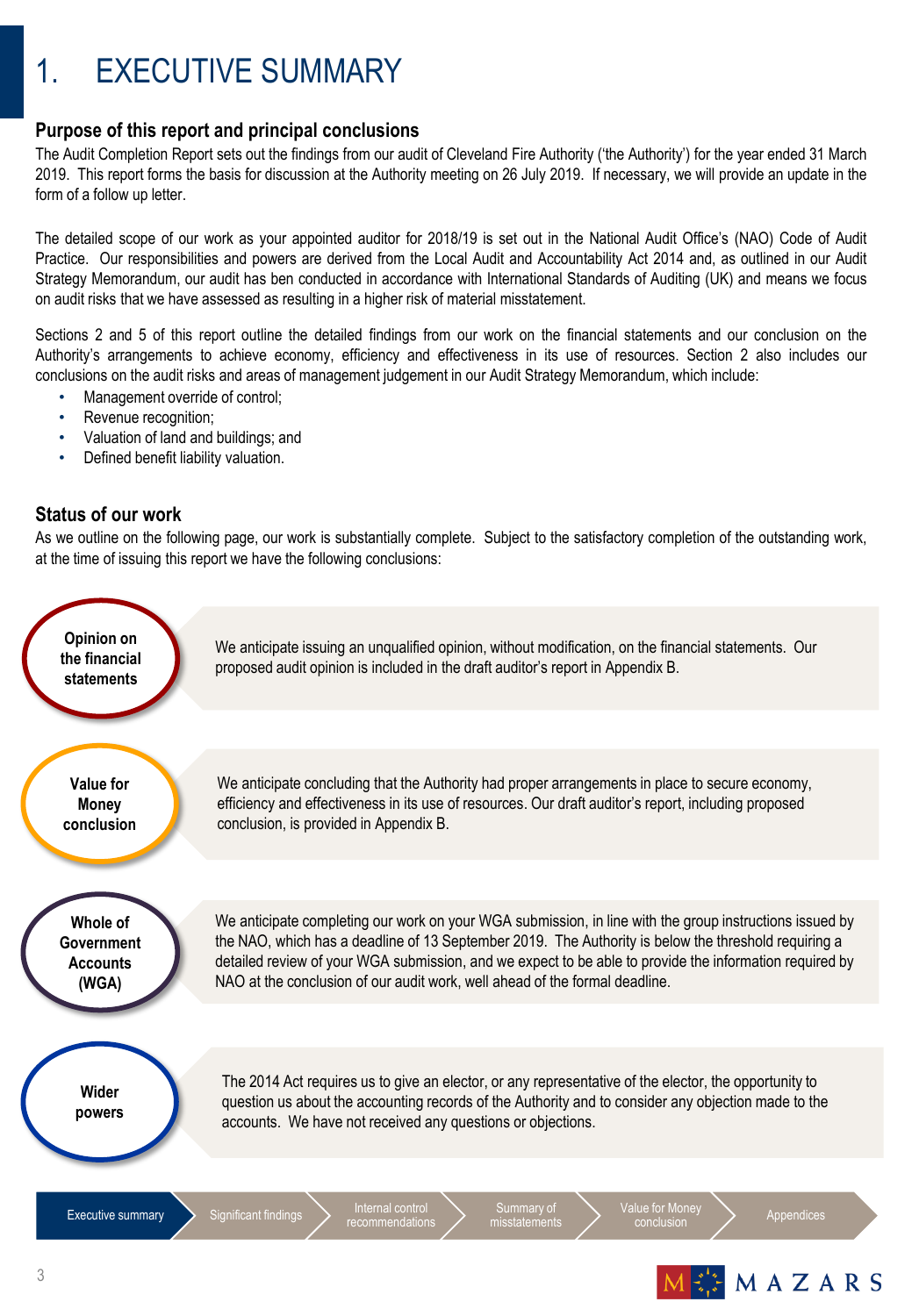# 1. EXECUTIVE SUMMARY

## Purpose of this report and principal conclusions

The Audit Completion Report sets out the findings from our audit of Cleveland Fire Authority ('the Authority') for the year ended 31 March 2019. This report forms the basis for discussion at the Authority meeting on 26 July 2019. If necessary, we will provide an update in the form of a follow up letter.

The detailed scope of our work as your appointed auditor for 2018/19 is set out in the National Audit Office's (NAO) Code of Audit Practice. Our responsibilities and powers are derived from the Local Audit and Accountability Act 2014 and, as outlined in our Audit Strategy Memorandum, our audit has ben conducted in accordance with International Standards of Auditing (UK) and means we focus on audit risks that we have assessed as resulting in a higher risk of material misstatement.

Sections 2 and 5 of this report outline the detailed findings from our work on the financial statements and our conclusion on the Authority's arrangements to achieve economy, efficiency and effectiveness in its use of resources. Section 2 also includes our conclusions on the audit risks and areas of management judgement in our Audit Strategy Memorandum, which include:

- Management override of control;
- Revenue recognition;
- Valuation of land and buildings; and
- Defined benefit liability valuation.

## Status of our work

As we outline on the following page, our work is substantially complete. Subject to the satisfactory completion of the outstanding work, at the time of issuing this report we have the following conclusions:

**Opinion on the financial statements**

We anticipate issuing an unqualified opinion, without modification, on the financial statements. Our proposed audit opinion is included in the draft auditor's report in Appendix B.

**Value for Money conclusion**

We anticipate concluding that the Authority had proper arrangements in place to secure economy, efficiency and effectiveness in its use of resources. Our draft auditor's report, including proposed conclusion, is provided in Appendix B.

**Whole of Government Accounts (WGA)**

We anticipate completing our work on your WGA submission, in line with the group instructions issued by the NAO, which has a deadline of 13 September 2019. The Authority is below the threshold requiring a detailed review of your WGA submission, and we expect to be able to provide the information required by NAO at the conclusion of our audit work, well ahead of the formal deadline.

**Wider powers**

The 2014 Act requires us to give an elector, or any representative of the elector, the opportunity to question us about the accounting records of the Authority and to consider any objection made to the accounts. We have not received any questions or objections.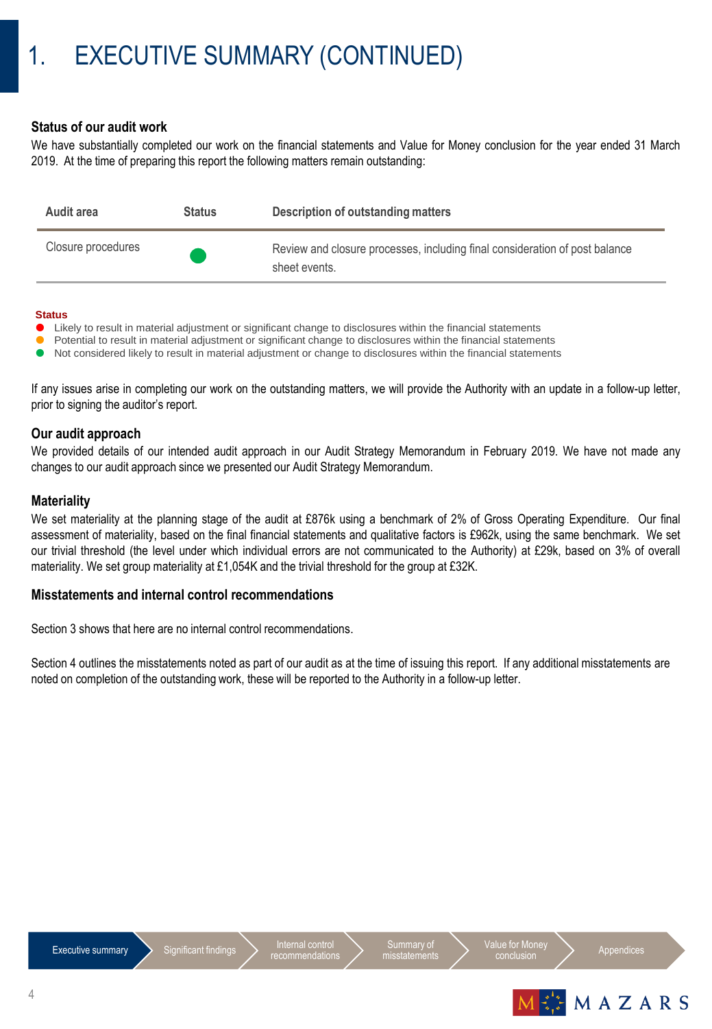# 1. EXECUTIVE SUMMARY (CONTINUED)

### Status of our audit work

We have substantially completed our work on the financial statements and Value for Money conclusion for the year ended 31 March 2019. At the time of preparing this report the following matters remain outstanding:

| Audit area | Status | Description of outstanding matters |
|---|---|---|
| Closure procedures | ● (Green) | Review and closure processes, including final consideration of post balance sheet events. |

**Status**
- ● (Red) Likely to result in material adjustment or significant change to disclosures within the financial statements
- ● (Amber) Potential to result in material adjustment or significant change to disclosures within the financial statements
- ● (Green) Not considered likely to result in material adjustment or change to disclosures within the financial statements

If any issues arise in completing our work on the outstanding matters, we will provide the Authority with an update in a follow-up letter, prior to signing the auditor's report.

### Our audit approach

We provided details of our intended audit approach in our Audit Strategy Memorandum in February 2019. We have not made any changes to our audit approach since we presented our Audit Strategy Memorandum.

### Materiality

We set materiality at the planning stage of the audit at £876k using a benchmark of 2% of Gross Operating Expenditure. Our final assessment of materiality, based on the final financial statements and qualitative factors is £962k, using the same benchmark. We set our trivial threshold (the level under which individual errors are not communicated to the Authority) at £29k, based on 3% of overall materiality. We set group materiality at £1,054K and the trivial threshold for the group at £32K.

### Misstatements and internal control recommendations

Section 3 shows that here are no internal control recommendations.

Section 4 outlines the misstatements noted as part of our audit as at the time of issuing this report. If any additional misstatements are noted on completion of the outstanding work, these will be reported to the Authority in a follow-up letter.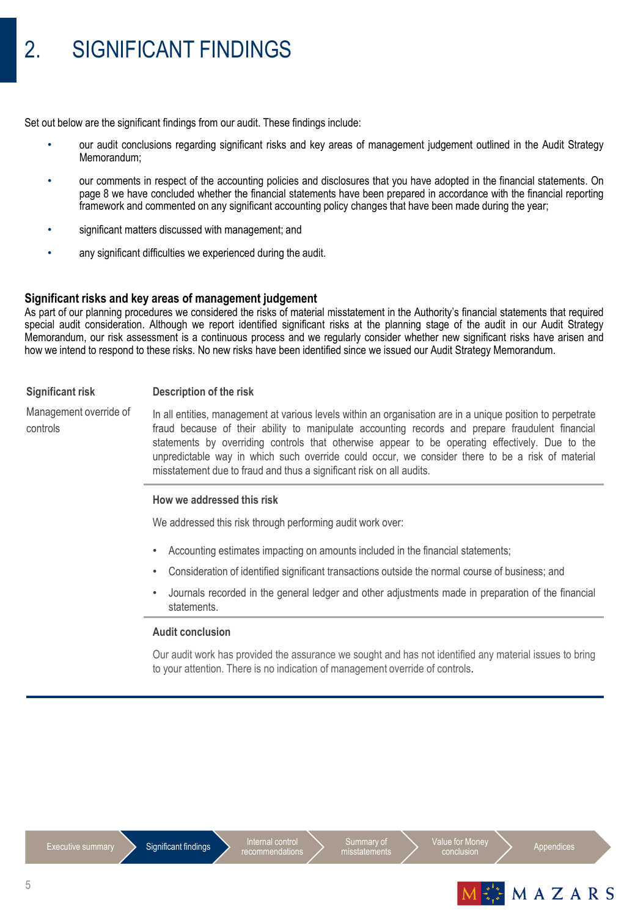# 2. SIGNIFICANT FINDINGS

Set out below are the significant findings from our audit. These findings include:

- our audit conclusions regarding significant risks and key areas of management judgement outlined in the Audit Strategy Memorandum;
- our comments in respect of the accounting policies and disclosures that you have adopted in the financial statements. On page 8 we have concluded whether the financial statements have been prepared in accordance with the financial reporting framework and commented on any significant accounting policy changes that have been made during the year;
- significant matters discussed with management; and
- any significant difficulties we experienced during the audit.

**Significant risks and key areas of management judgement**

As part of our planning procedures we considered the risks of material misstatement in the Authority's financial statements that required special audit consideration. Although we report identified significant risks at the planning stage of the audit in our Audit Strategy Memorandum, our risk assessment is a continuous process and we regularly consider whether new significant risks have arisen and how we intend to respond to these risks. No new risks have been identified since we issued our Audit Strategy Memorandum.

| Significant risk | Description of the risk |
|---|---|
| Management override of controls | In all entities, management at various levels within an organisation are in a unique position to perpetrate fraud because of their ability to manipulate accounting records and prepare fraudulent financial statements by overriding controls that otherwise appear to be operating effectively. Due to the unpredictable way in which such override could occur, we consider there to be a risk of material misstatement due to fraud and thus a significant risk on all audits. |

**How we addressed this risk**

We addressed this risk through performing audit work over:

- Accounting estimates impacting on amounts included in the financial statements;
- Consideration of identified significant transactions outside the normal course of business; and
- Journals recorded in the general ledger and other adjustments made in preparation of the financial statements.

**Audit conclusion**

Our audit work has provided the assurance we sought and has not identified any material issues to bring to your attention. There is no indication of management override of controls.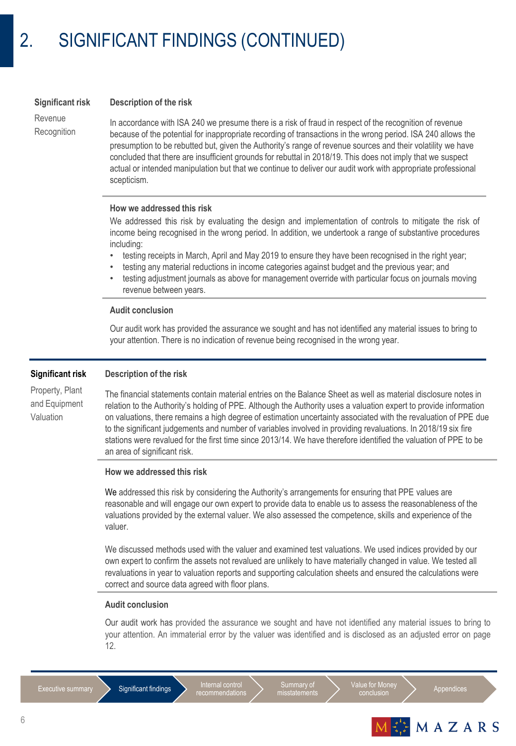# 2. SIGNIFICANT FINDINGS (CONTINUED)

**Significant risk**

Revenue Recognition

**Description of the risk**

In accordance with ISA 240 we presume there is a risk of fraud in respect of the recognition of revenue because of the potential for inappropriate recording of transactions in the wrong period. ISA 240 allows the presumption to be rebutted but, given the Authority's range of revenue sources and their volatility we have concluded that there are insufficient grounds for rebuttal in 2018/19. This does not imply that we suspect actual or intended manipulation but that we continue to deliver our audit work with appropriate professional scepticism.

**How we addressed this risk**

We addressed this risk by evaluating the design and implementation of controls to mitigate the risk of income being recognised in the wrong period. In addition, we undertook a range of substantive procedures including:

- testing receipts in March, April and May 2019 to ensure they have been recognised in the right year;
- testing any material reductions in income categories against budget and the previous year; and
- testing adjustment journals as above for management override with particular focus on journals moving revenue between years.

**Audit conclusion**

Our audit work has provided the assurance we sought and has not identified any material issues to bring to your attention. There is no indication of revenue being recognised in the wrong year.

---

**Significant risk**

Property, Plant and Equipment Valuation

**Description of the risk**

The financial statements contain material entries on the Balance Sheet as well as material disclosure notes in relation to the Authority's holding of PPE. Although the Authority uses a valuation expert to provide information on valuations, there remains a high degree of estimation uncertainty associated with the revaluation of PPE due to the significant judgements and number of variables involved in providing revaluations. In 2018/19 six fire stations were revalued for the first time since 2013/14. We have therefore identified the valuation of PPE to be an area of significant risk.

**How we addressed this risk**

We addressed this risk by considering the Authority's arrangements for ensuring that PPE values are reasonable and will engage our own expert to provide data to enable us to assess the reasonableness of the valuations provided by the external valuer. We also assessed the competence, skills and experience of the valuer.

We discussed methods used with the valuer and examined test valuations. We used indices provided by our own expert to confirm the assets not revalued are unlikely to have materially changed in value. We tested all revaluations in year to valuation reports and supporting calculation sheets and ensured the calculations were correct and source data agreed with floor plans.

**Audit conclusion**

Our audit work has provided the assurance we sought and have not identified any material issues to bring to your attention. An immaterial error by the valuer was identified and is disclosed as an adjusted error on page 12.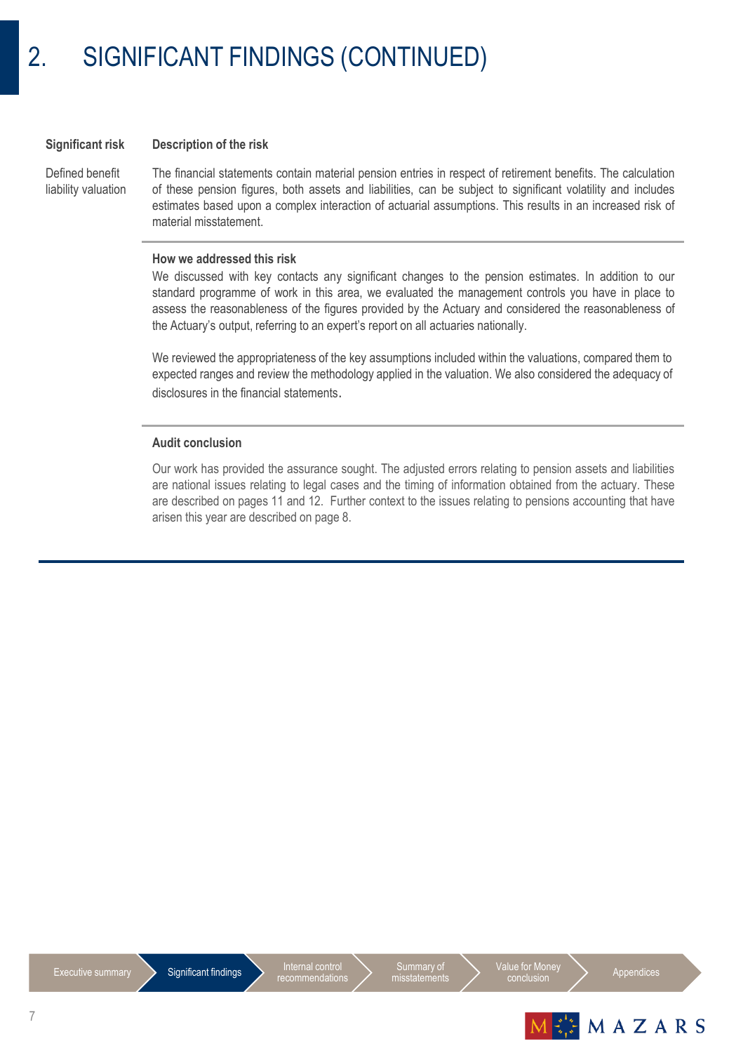# 2. SIGNIFICANT FINDINGS (CONTINUED)

| Significant risk | Description of the risk |
|---|---|
| Defined benefit liability valuation | The financial statements contain material pension entries in respect of retirement benefits. The calculation of these pension figures, both assets and liabilities, can be subject to significant volatility and includes estimates based upon a complex interaction of actuarial assumptions. This results in an increased risk of material misstatement. |

**How we addressed this risk**

We discussed with key contacts any significant changes to the pension estimates. In addition to our standard programme of work in this area, we evaluated the management controls you have in place to assess the reasonableness of the figures provided by the Actuary and considered the reasonableness of the Actuary's output, referring to an expert's report on all actuaries nationally.

We reviewed the appropriateness of the key assumptions included within the valuations, compared them to expected ranges and review the methodology applied in the valuation. We also considered the adequacy of disclosures in the financial statements.

**Audit conclusion**

Our work has provided the assurance sought. The adjusted errors relating to pension assets and liabilities are national issues relating to legal cases and the timing of information obtained from the actuary. These are described on pages 11 and 12. Further context to the issues relating to pensions accounting that have arisen this year are described on page 8.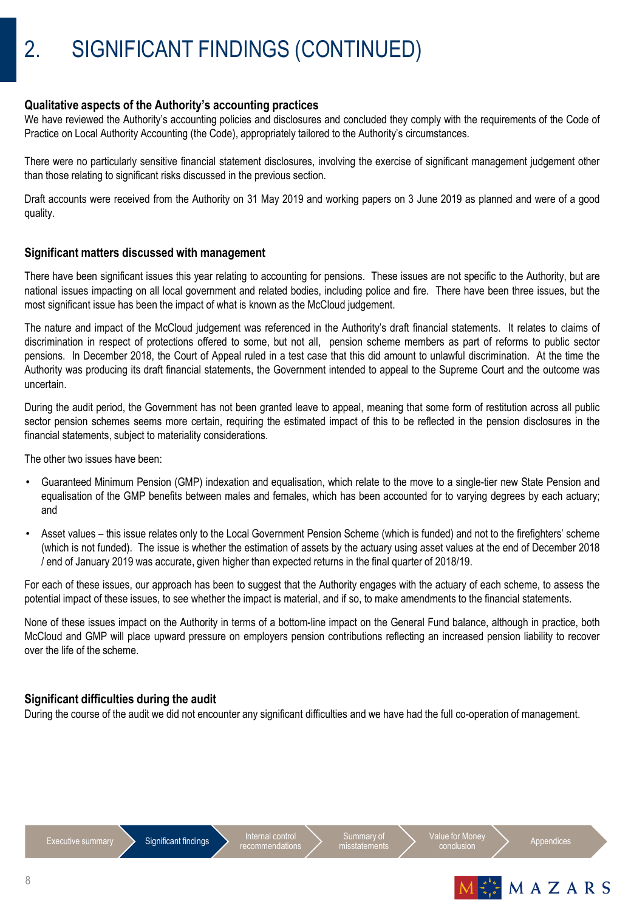# 2. SIGNIFICANT FINDINGS (CONTINUED)

### Qualitative aspects of the Authority's accounting practices

We have reviewed the Authority's accounting policies and disclosures and concluded they comply with the requirements of the Code of Practice on Local Authority Accounting (the Code), appropriately tailored to the Authority's circumstances.

There were no particularly sensitive financial statement disclosures, involving the exercise of significant management judgement other than those relating to significant risks discussed in the previous section.

Draft accounts were received from the Authority on 31 May 2019 and working papers on 3 June 2019 as planned and were of a good quality.

### Significant matters discussed with management

There have been significant issues this year relating to accounting for pensions. These issues are not specific to the Authority, but are national issues impacting on all local government and related bodies, including police and fire. There have been three issues, but the most significant issue has been the impact of what is known as the McCloud judgement.

The nature and impact of the McCloud judgement was referenced in the Authority's draft financial statements. It relates to claims of discrimination in respect of protections offered to some, but not all, pension scheme members as part of reforms to public sector pensions. In December 2018, the Court of Appeal ruled in a test case that this did amount to unlawful discrimination. At the time the Authority was producing its draft financial statements, the Government intended to appeal to the Supreme Court and the outcome was uncertain.

During the audit period, the Government has not been granted leave to appeal, meaning that some form of restitution across all public sector pension schemes seems more certain, requiring the estimated impact of this to be reflected in the pension disclosures in the financial statements, subject to materiality considerations.

The other two issues have been:

- Guaranteed Minimum Pension (GMP) indexation and equalisation, which relate to the move to a single-tier new State Pension and equalisation of the GMP benefits between males and females, which has been accounted for to varying degrees by each actuary; and
- Asset values – this issue relates only to the Local Government Pension Scheme (which is funded) and not to the firefighters' scheme (which is not funded). The issue is whether the estimation of assets by the actuary using asset values at the end of December 2018 / end of January 2019 was accurate, given higher than expected returns in the final quarter of 2018/19.

For each of these issues, our approach has been to suggest that the Authority engages with the actuary of each scheme, to assess the potential impact of these issues, to see whether the impact is material, and if so, to make amendments to the financial statements.

None of these issues impact on the Authority in terms of a bottom-line impact on the General Fund balance, although in practice, both McCloud and GMP will place upward pressure on employers pension contributions reflecting an increased pension liability to recover over the life of the scheme.

### Significant difficulties during the audit

During the course of the audit we did not encounter any significant difficulties and we have had the full co-operation of management.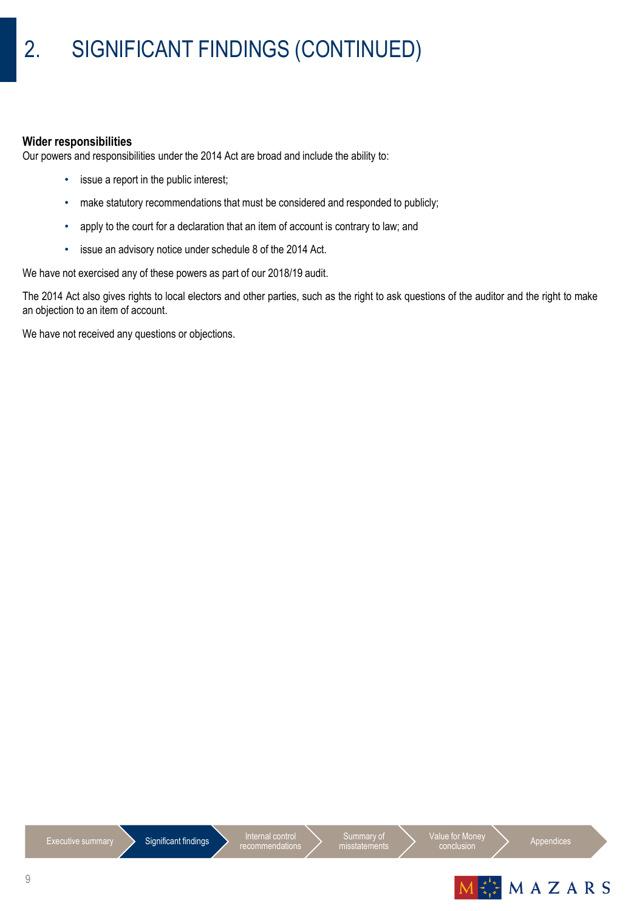# 2. SIGNIFICANT FINDINGS (CONTINUED)

**Wider responsibilities**

Our powers and responsibilities under the 2014 Act are broad and include the ability to:

- issue a report in the public interest;
- make statutory recommendations that must be considered and responded to publicly;
- apply to the court for a declaration that an item of account is contrary to law; and
- issue an advisory notice under schedule 8 of the 2014 Act.

We have not exercised any of these powers as part of our 2018/19 audit.

The 2014 Act also gives rights to local electors and other parties, such as the right to ask questions of the auditor and the right to make an objection to an item of account.

We have not received any questions or objections.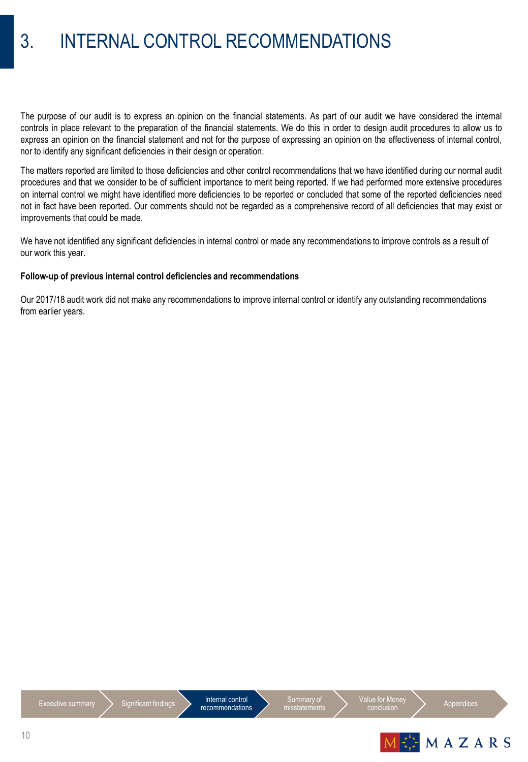# 3. INTERNAL CONTROL RECOMMENDATIONS

The purpose of our audit is to express an opinion on the financial statements. As part of our audit we have considered the internal controls in place relevant to the preparation of the financial statements. We do this in order to design audit procedures to allow us to express an opinion on the financial statement and not for the purpose of expressing an opinion on the effectiveness of internal control, nor to identify any significant deficiencies in their design or operation.

The matters reported are limited to those deficiencies and other control recommendations that we have identified during our normal audit procedures and that we consider to be of sufficient importance to merit being reported. If we had performed more extensive procedures on internal control we might have identified more deficiencies to be reported or concluded that some of the reported deficiencies need not in fact have been reported. Our comments should not be regarded as a comprehensive record of all deficiencies that may exist or improvements that could be made.

We have not identified any significant deficiencies in internal control or made any recommendations to improve controls as a result of our work this year.

**Follow-up of previous internal control deficiencies and recommendations**

Our 2017/18 audit work did not make any recommendations to improve internal control or identify any outstanding recommendations from earlier years.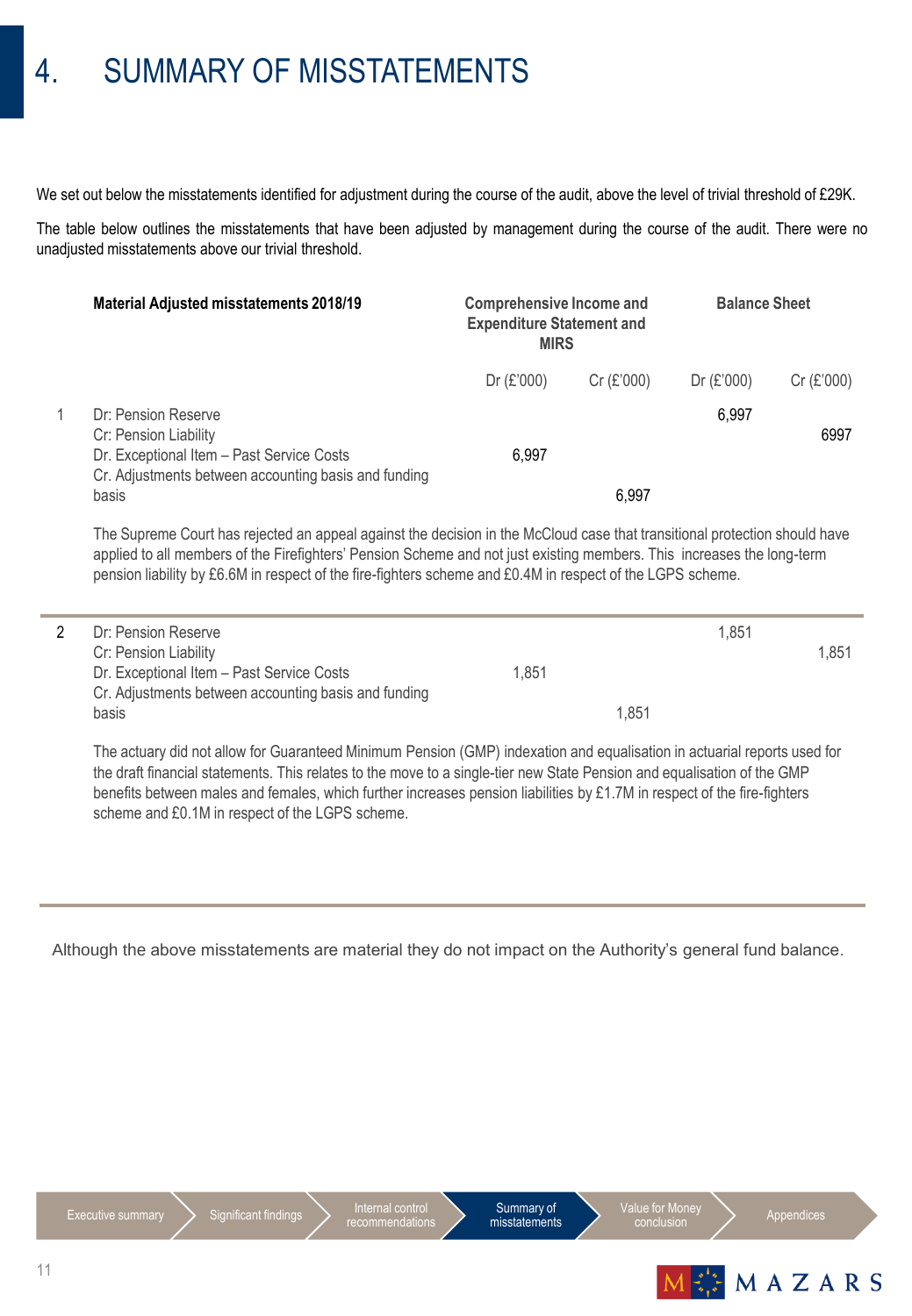# 4. SUMMARY OF MISSTATEMENTS

We set out below the misstatements identified for adjustment during the course of the audit, above the level of trivial threshold of £29K.

The table below outlines the misstatements that have been adjusted by management during the course of the audit. There were no unadjusted misstatements above our trivial threshold.

| | Material Adjusted misstatements 2018/19 | Comprehensive Income and Expenditure Statement and MIRS | | Balance Sheet | |
|---|---|---|---|---|---|
| | | Dr (£'000) | Cr (£'000) | Dr (£'000) | Cr (£'000) |
| 1 | Dr: Pension Reserve | | | 6,997 | |
| | Cr: Pension Liability | | | | 6997 |
| | Dr. Exceptional Item – Past Service Costs | 6,997 | | | |
| | Cr. Adjustments between accounting basis and funding basis | | 6,997 | | |
| | The Supreme Court has rejected an appeal against the decision in the McCloud case that transitional protection should have applied to all members of the Firefighters' Pension Scheme and not just existing members. This increases the long-term pension liability by £6.6M in respect of the fire-fighters scheme and £0.4M in respect of the LGPS scheme. | | | | |
| 2 | Dr: Pension Reserve | | | 1,851 | |
| | Cr: Pension Liability | | | | 1,851 |
| | Dr. Exceptional Item – Past Service Costs | 1,851 | | | |
| | Cr. Adjustments between accounting basis and funding basis | | 1,851 | | |
| | The actuary did not allow for Guaranteed Minimum Pension (GMP) indexation and equalisation in actuarial reports used for the draft financial statements. This relates to the move to a single-tier new State Pension and equalisation of the GMP benefits between males and females, which further increases pension liabilities by £1.7M in respect of the fire-fighters scheme and £0.1M in respect of the LGPS scheme. | | | | |

Although the above misstatements are material they do not impact on the Authority's general fund balance.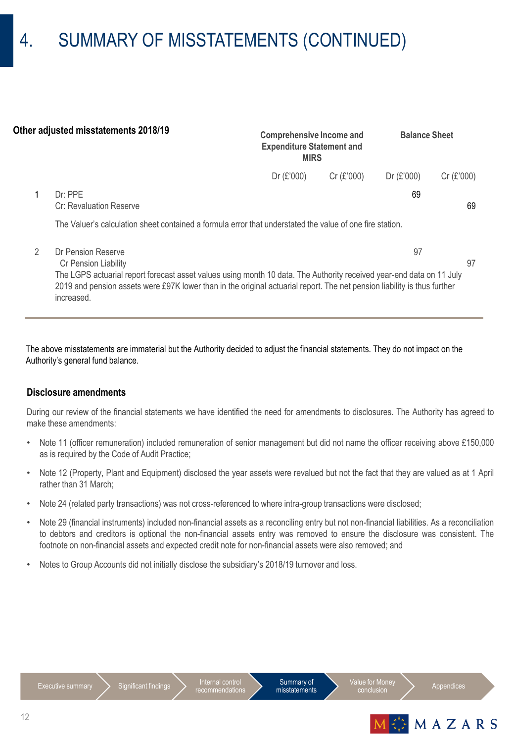# 4. SUMMARY OF MISSTATEMENTS (CONTINUED)

| **Other adjusted misstatements 2018/19** | | **Comprehensive Income and Expenditure Statement and MIRS** | | **Balance Sheet** | |
|---|---|---|---|---|---|
| | | Dr (£'000) | Cr (£'000) | Dr (£'000) | Cr (£'000) |
| 1 | Dr: PPE<br>Cr: Revaluation Reserve | | | 69 | 69 |
| | The Valuer's calculation sheet contained a formula error that understated the value of one fire station. | | | | |
| 2 | Dr Pension Reserve<br>Cr Pension Liability | | | 97 | 97 |
| | The LGPS actuarial report forecast asset values using month 10 data. The Authority received year-end data on 11 July 2019 and pension assets were £97K lower than in the original actuarial report. The net pension liability is thus further increased. | | | | |

The above misstatements are immaterial but the Authority decided to adjust the financial statements. They do not impact on the Authority's general fund balance.

### Disclosure amendments

During our review of the financial statements we have identified the need for amendments to disclosures. The Authority has agreed to make these amendments:

- Note 11 (officer remuneration) included remuneration of senior management but did not name the officer receiving above £150,000 as is required by the Code of Audit Practice;
- Note 12 (Property, Plant and Equipment) disclosed the year assets were revalued but not the fact that they are valued as at 1 April rather than 31 March;
- Note 24 (related party transactions) was not cross-referenced to where intra-group transactions were disclosed;
- Note 29 (financial instruments) included non-financial assets as a reconciling entry but not non-financial liabilities. As a reconciliation to debtors and creditors is optional the non-financial assets entry was removed to ensure the disclosure was consistent. The footnote on non-financial assets and expected credit note for non-financial assets were also removed; and
- Notes to Group Accounts did not initially disclose the subsidiary's 2018/19 turnover and loss.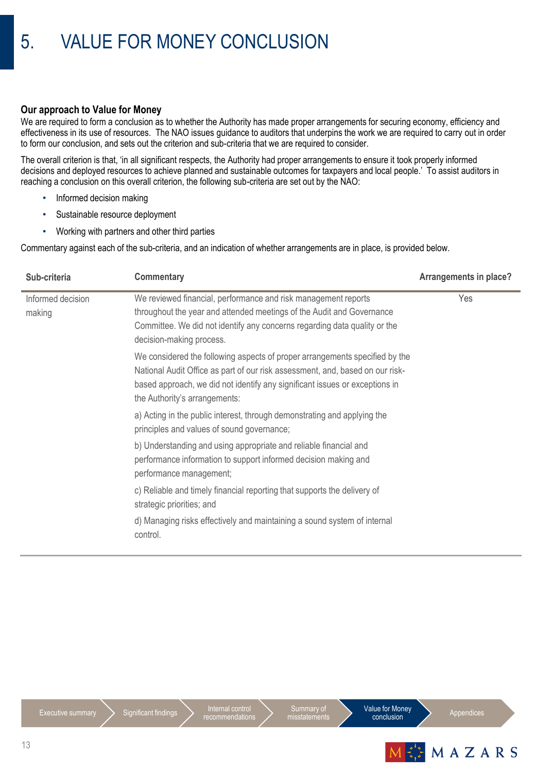# 5. VALUE FOR MONEY CONCLUSION

**Our approach to Value for Money**

We are required to form a conclusion as to whether the Authority has made proper arrangements for securing economy, efficiency and effectiveness in its use of resources. The NAO issues guidance to auditors that underpins the work we are required to carry out in order to form our conclusion, and sets out the criterion and sub-criteria that we are required to consider.

The overall criterion is that, 'in all significant respects, the Authority had proper arrangements to ensure it took properly informed decisions and deployed resources to achieve planned and sustainable outcomes for taxpayers and local people.' To assist auditors in reaching a conclusion on this overall criterion, the following sub-criteria are set out by the NAO:

- Informed decision making
- Sustainable resource deployment
- Working with partners and other third parties

Commentary against each of the sub-criteria, and an indication of whether arrangements are in place, is provided below.

| Sub-criteria | Commentary | Arrangements in place? |
|---|---|---|
| Informed decision making | We reviewed financial, performance and risk management reports throughout the year and attended meetings of the Audit and Governance Committee. We did not identify any concerns regarding data quality or the decision-making process.<br><br>We considered the following aspects of proper arrangements specified by the National Audit Office as part of our risk assessment, and, based on our risk-based approach, we did not identify any significant issues or exceptions in the Authority's arrangements:<br><br>a) Acting in the public interest, through demonstrating and applying the principles and values of sound governance;<br><br>b) Understanding and using appropriate and reliable financial and performance information to support informed decision making and performance management;<br><br>c) Reliable and timely financial reporting that supports the delivery of strategic priorities; and<br><br>d) Managing risks effectively and maintaining a sound system of internal control. | Yes |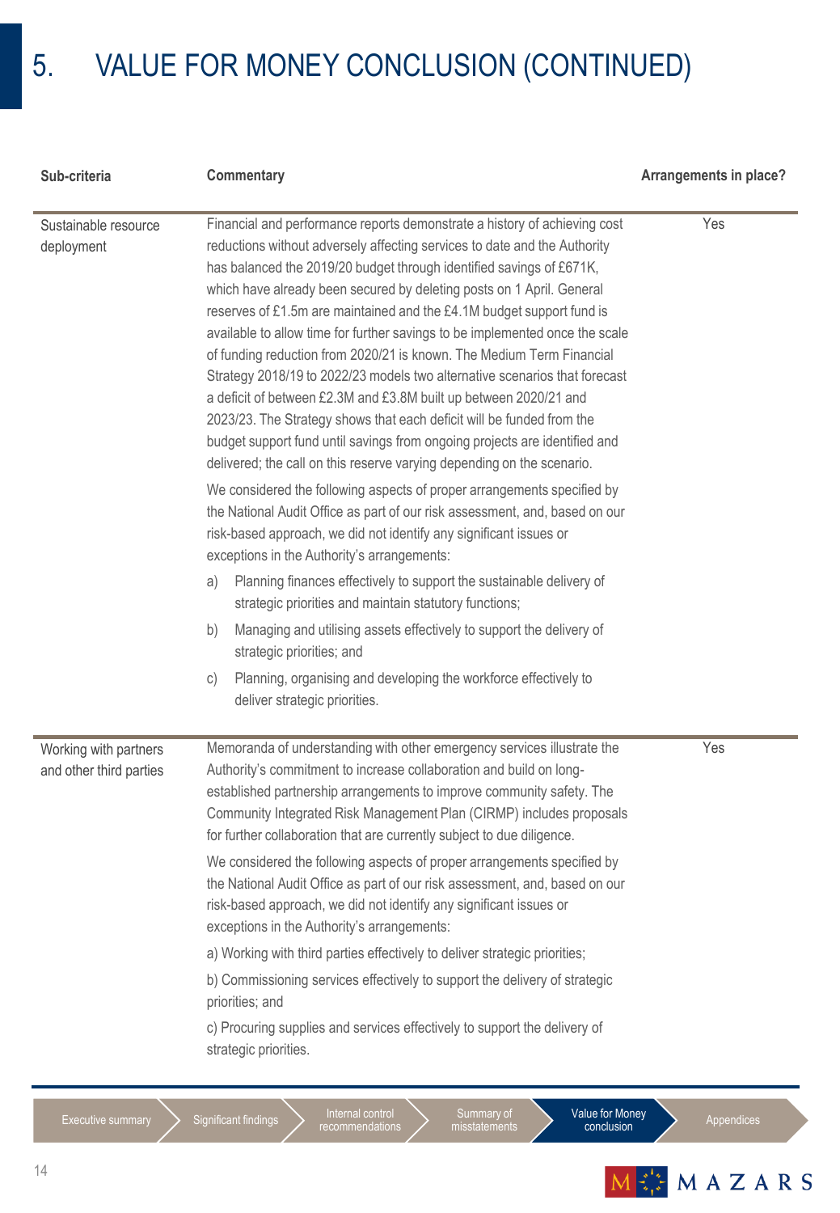# 5. VALUE FOR MONEY CONCLUSION (CONTINUED)

| Sub-criteria | Commentary | Arrangements in place? |
|---|---|---|
| Sustainable resource deployment | Financial and performance reports demonstrate a history of achieving cost reductions without adversely affecting services to date and the Authority has balanced the 2019/20 budget through identified savings of £671K, which have already been secured by deleting posts on 1 April. General reserves of £1.5m are maintained and the £4.1M budget support fund is available to allow time for further savings to be implemented once the scale of funding reduction from 2020/21 is known. The Medium Term Financial Strategy 2018/19 to 2022/23 models two alternative scenarios that forecast a deficit of between £2.3M and £3.8M built up between 2020/21 and 2023/23. The Strategy shows that each deficit will be funded from the budget support fund until savings from ongoing projects are identified and delivered; the call on this reserve varying depending on the scenario.<br><br>We considered the following aspects of proper arrangements specified by the National Audit Office as part of our risk assessment, and, based on our risk-based approach, we did not identify any significant issues or exceptions in the Authority's arrangements:<br><br>a) Planning finances effectively to support the sustainable delivery of strategic priorities and maintain statutory functions;<br><br>b) Managing and utilising assets effectively to support the delivery of strategic priorities; and<br><br>c) Planning, organising and developing the workforce effectively to deliver strategic priorities. | Yes |
| Working with partners and other third parties | Memoranda of understanding with other emergency services illustrate the Authority's commitment to increase collaboration and build on long-established partnership arrangements to improve community safety. The Community Integrated Risk Management Plan (CIRMP) includes proposals for further collaboration that are currently subject to due diligence.<br><br>We considered the following aspects of proper arrangements specified by the National Audit Office as part of our risk assessment, and, based on our risk-based approach, we did not identify any significant issues or exceptions in the Authority's arrangements:<br><br>a) Working with third parties effectively to deliver strategic priorities;<br><br>b) Commissioning services effectively to support the delivery of strategic priorities; and<br><br>c) Procuring supplies and services effectively to support the delivery of strategic priorities. | Yes |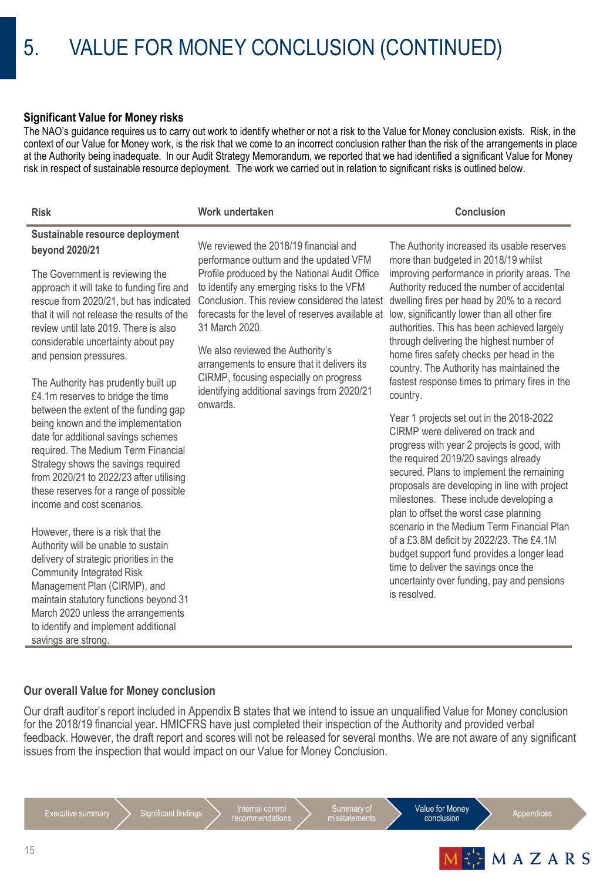# 5. VALUE FOR MONEY CONCLUSION (CONTINUED)

### Significant Value for Money risks

The NAO's guidance requires us to carry out work to identify whether or not a risk to the Value for Money conclusion exists. Risk, in the context of our Value for Money work, is the risk that we come to an incorrect conclusion rather than the risk of the arrangements in place at the Authority being inadequate. In our Audit Strategy Memorandum, we reported that we had identified a significant Value for Money risk in respect of sustainable resource deployment. The work we carried out in relation to significant risks is outlined below.

| Risk | Work undertaken | Conclusion |
|---|---|---|
| **Sustainable resource deployment beyond 2020/21**<br><br>The Government is reviewing the approach it will take to funding fire and rescue from 2020/21, but has indicated that it will not release the results of the review until late 2019. There is also considerable uncertainty about pay and pension pressures.<br><br>The Authority has prudently built up £4.1m reserves to bridge the time between the extent of the funding gap being known and the implementation date for additional savings schemes required. The Medium Term Financial Strategy shows the savings required from 2020/21 to 2022/23 after utilising these reserves for a range of possible income and cost scenarios.<br><br>However, there is a risk that the Authority will be unable to sustain delivery of strategic priorities in the Community Integrated Risk Management Plan (CIRMP), and maintain statutory functions beyond 31 March 2020 unless the arrangements to identify and implement additional savings are strong. | We reviewed the 2018/19 financial and performance outturn and the updated VFM Profile produced by the National Audit Office to identify any emerging risks to the VFM Conclusion. This review considered the latest forecasts for the level of reserves available at 31 March 2020.<br><br>We also reviewed the Authority's arrangements to ensure that it delivers its CIRMP, focusing especially on progress identifying additional savings from 2020/21 onwards. | The Authority increased its usable reserves more than budgeted in 2018/19 whilst improving performance in priority areas. The Authority reduced the number of accidental dwelling fires per head by 20% to a record low, significantly lower than all other fire authorities. This has been achieved largely through delivering the highest number of home fires safety checks per head in the country. The Authority has maintained the fastest response times to primary fires in the country.<br><br>Year 1 projects set out in the 2018-2022 CIRMP were delivered on track and progress with year 2 projects is good, with the required 2019/20 savings already secured. Plans to implement the remaining proposals are developing in line with project milestones. These include developing a plan to offset the worst case planning scenario in the Medium Term Financial Plan of a £3.8M deficit by 2022/23. The £4.1M budget support fund provides a longer lead time to deliver the savings once the uncertainty over funding, pay and pensions is resolved. |

### Our overall Value for Money conclusion

Our draft auditor's report included in Appendix B states that we intend to issue an unqualified Value for Money conclusion for the 2018/19 financial year. HMICFRS have just completed their inspection of the Authority and provided verbal feedback. However, the draft report and scores will not be released for several months. We are not aware of any significant issues from the inspection that would impact on our Value for Money Conclusion.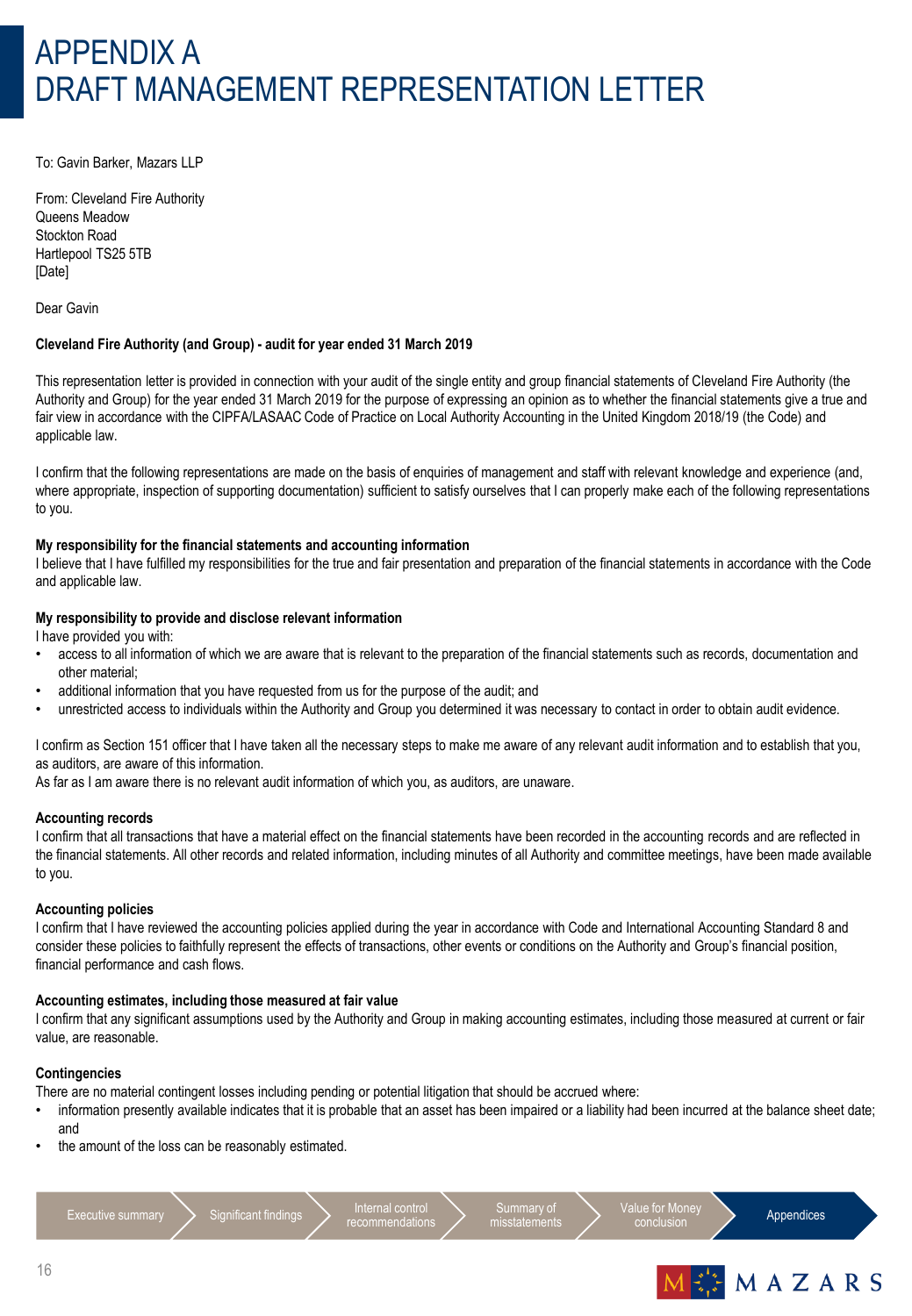# APPENDIX A
# DRAFT MANAGEMENT REPRESENTATION LETTER

To: Gavin Barker, Mazars LLP

From: Cleveland Fire Authority
Queens Meadow
Stockton Road
Hartlepool TS25 5TB
[Date]

Dear Gavin

**Cleveland Fire Authority (and Group) - audit for year ended 31 March 2019**

This representation letter is provided in connection with your audit of the single entity and group financial statements of Cleveland Fire Authority (the Authority and Group) for the year ended 31 March 2019 for the purpose of expressing an opinion as to whether the financial statements give a true and fair view in accordance with the CIPFA/LASAAC Code of Practice on Local Authority Accounting in the United Kingdom 2018/19 (the Code) and applicable law.

I confirm that the following representations are made on the basis of enquiries of management and staff with relevant knowledge and experience (and, where appropriate, inspection of supporting documentation) sufficient to satisfy ourselves that I can properly make each of the following representations to you.

**My responsibility for the financial statements and accounting information**
I believe that I have fulfilled my responsibilities for the true and fair presentation and preparation of the financial statements in accordance with the Code and applicable law.

**My responsibility to provide and disclose relevant information**
I have provided you with:

- access to all information of which we are aware that is relevant to the preparation of the financial statements such as records, documentation and other material;
- additional information that you have requested from us for the purpose of the audit; and
- unrestricted access to individuals within the Authority and Group you determined it was necessary to contact in order to obtain audit evidence.

I confirm as Section 151 officer that I have taken all the necessary steps to make me aware of any relevant audit information and to establish that you, as auditors, are aware of this information.
As far as I am aware there is no relevant audit information of which you, as auditors, are unaware.

**Accounting records**
I confirm that all transactions that have a material effect on the financial statements have been recorded in the accounting records and are reflected in the financial statements. All other records and related information, including minutes of all Authority and committee meetings, have been made available to you.

**Accounting policies**
I confirm that I have reviewed the accounting policies applied during the year in accordance with Code and International Accounting Standard 8 and consider these policies to faithfully represent the effects of transactions, other events or conditions on the Authority and Group's financial position, financial performance and cash flows.

**Accounting estimates, including those measured at fair value**
I confirm that any significant assumptions used by the Authority and Group in making accounting estimates, including those measured at current or fair value, are reasonable.

**Contingencies**
There are no material contingent losses including pending or potential litigation that should be accrued where:

- information presently available indicates that it is probable that an asset has been impaired or a liability had been incurred at the balance sheet date; and
- the amount of the loss can be reasonably estimated.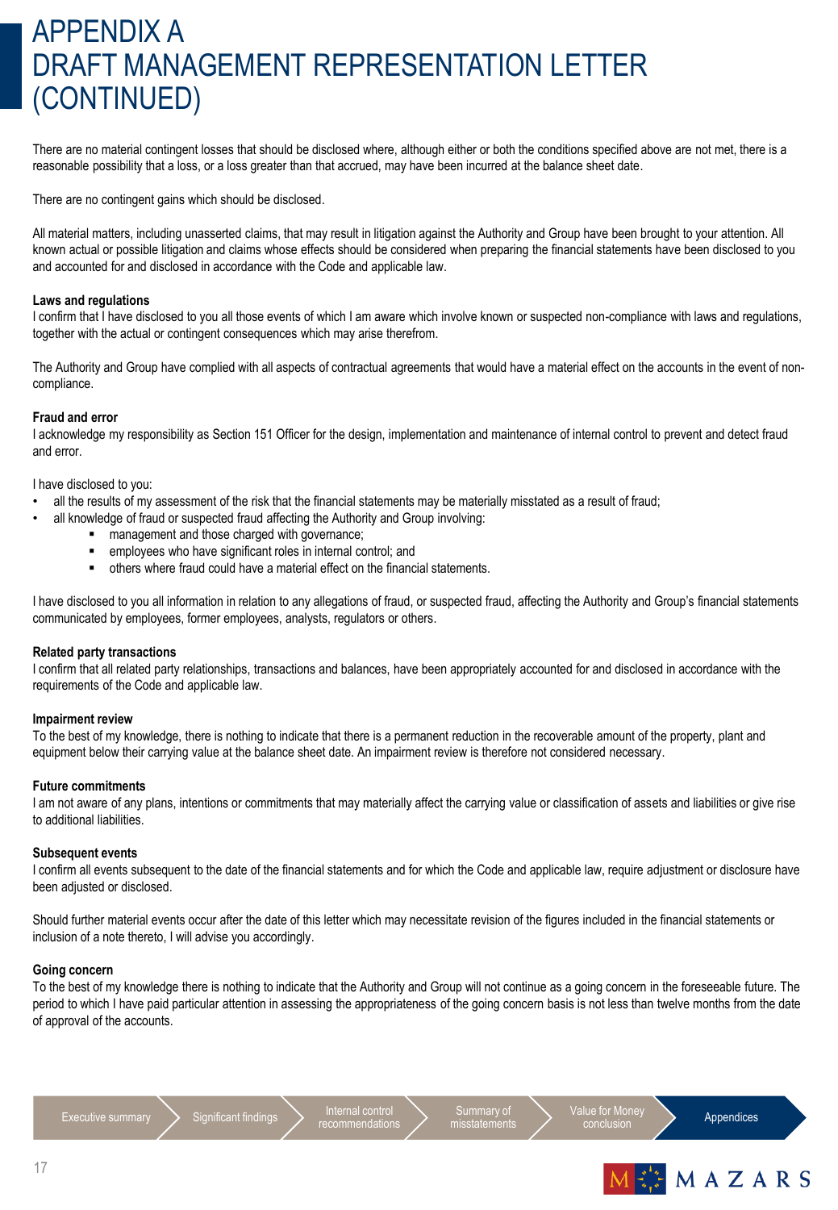# APPENDIX A
# DRAFT MANAGEMENT REPRESENTATION LETTER (CONTINUED)

There are no material contingent losses that should be disclosed where, although either or both the conditions specified above are not met, there is a reasonable possibility that a loss, or a loss greater than that accrued, may have been incurred at the balance sheet date.

There are no contingent gains which should be disclosed.

All material matters, including unasserted claims, that may result in litigation against the Authority and Group have been brought to your attention. All known actual or possible litigation and claims whose effects should be considered when preparing the financial statements have been disclosed to you and accounted for and disclosed in accordance with the Code and applicable law.

**Laws and regulations**
I confirm that I have disclosed to you all those events of which I am aware which involve known or suspected non-compliance with laws and regulations, together with the actual or contingent consequences which may arise therefrom.

The Authority and Group have complied with all aspects of contractual agreements that would have a material effect on the accounts in the event of non-compliance.

**Fraud and error**
I acknowledge my responsibility as Section 151 Officer for the design, implementation and maintenance of internal control to prevent and detect fraud and error.

I have disclosed to you:

- all the results of my assessment of the risk that the financial statements may be materially misstated as a result of fraud;
- all knowledge of fraud or suspected fraud affecting the Authority and Group involving:
  - management and those charged with governance;
  - employees who have significant roles in internal control; and
  - others where fraud could have a material effect on the financial statements.

I have disclosed to you all information in relation to any allegations of fraud, or suspected fraud, affecting the Authority and Group's financial statements communicated by employees, former employees, analysts, regulators or others.

**Related party transactions**
I confirm that all related party relationships, transactions and balances, have been appropriately accounted for and disclosed in accordance with the requirements of the Code and applicable law.

**Impairment review**
To the best of my knowledge, there is nothing to indicate that there is a permanent reduction in the recoverable amount of the property, plant and equipment below their carrying value at the balance sheet date. An impairment review is therefore not considered necessary.

**Future commitments**
I am not aware of any plans, intentions or commitments that may materially affect the carrying value or classification of assets and liabilities or give rise to additional liabilities.

**Subsequent events**
I confirm all events subsequent to the date of the financial statements and for which the Code and applicable law, require adjustment or disclosure have been adjusted or disclosed.

Should further material events occur after the date of this letter which may necessitate revision of the figures included in the financial statements or inclusion of a note thereto, I will advise you accordingly.

**Going concern**
To the best of my knowledge there is nothing to indicate that the Authority and Group will not continue as a going concern in the foreseeable future. The period to which I have paid particular attention in assessing the appropriateness of the going concern basis is not less than twelve months from the date of approval of the accounts.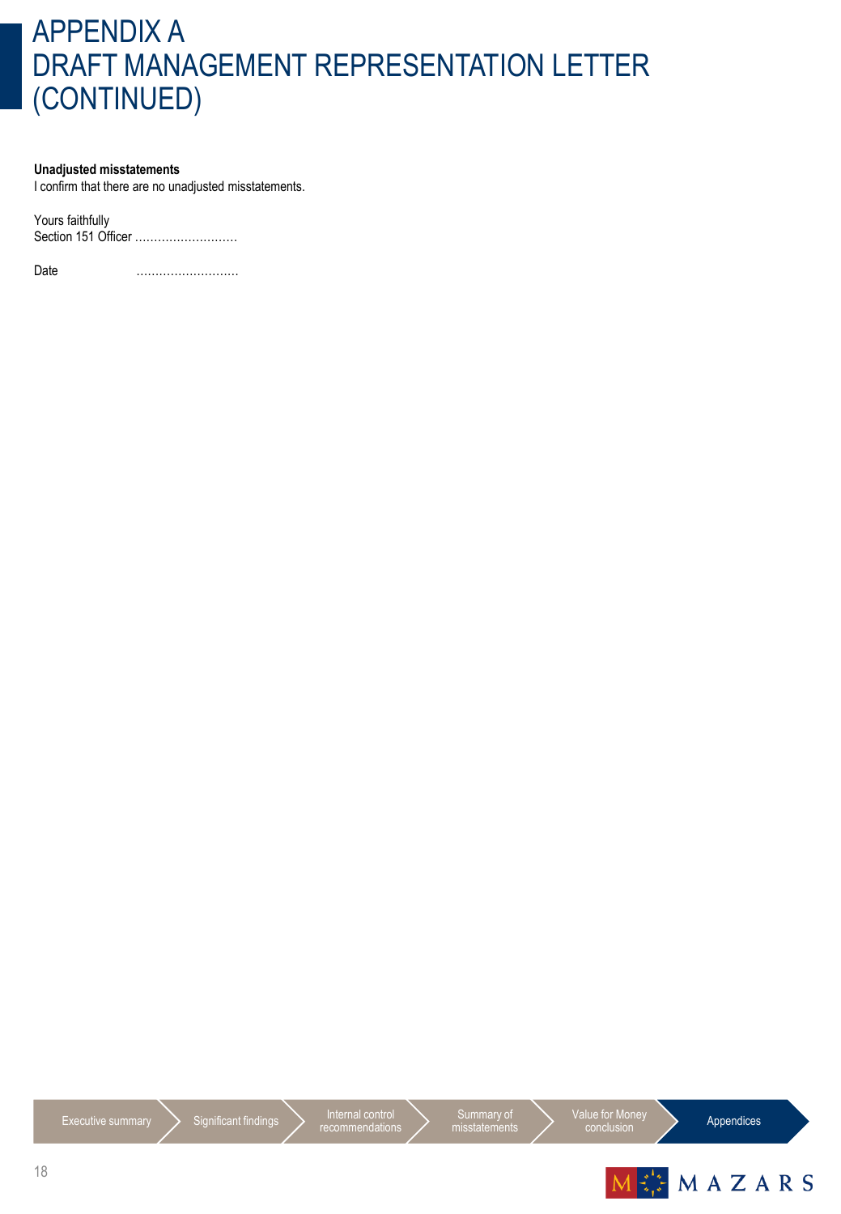# APPENDIX A DRAFT MANAGEMENT REPRESENTATION LETTER (CONTINUED)

**Unadjusted misstatements**

I confirm that there are no unadjusted misstatements.

Yours faithfully

Section 151 Officer ………………………

Date ………………………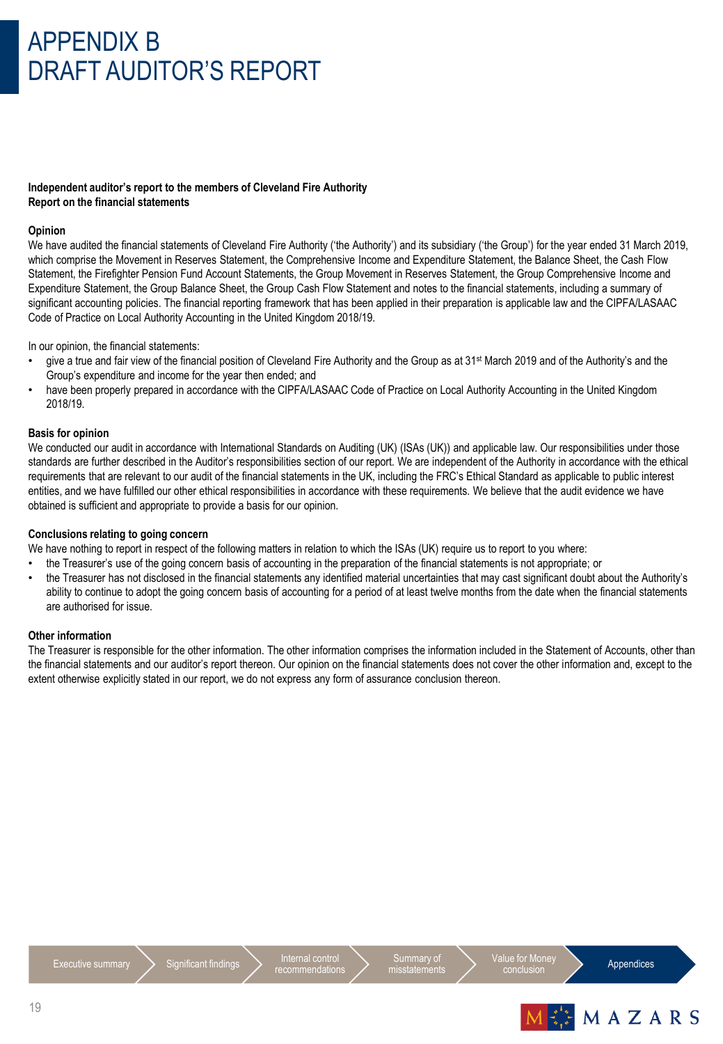# APPENDIX B
# DRAFT AUDITOR'S REPORT

**Independent auditor's report to the members of Cleveland Fire Authority**
**Report on the financial statements**

**Opinion**

We have audited the financial statements of Cleveland Fire Authority ('the Authority') and its subsidiary ('the Group') for the year ended 31 March 2019, which comprise the Movement in Reserves Statement, the Comprehensive Income and Expenditure Statement, the Balance Sheet, the Cash Flow Statement, the Firefighter Pension Fund Account Statements, the Group Movement in Reserves Statement, the Group Comprehensive Income and Expenditure Statement, the Group Balance Sheet, the Group Cash Flow Statement and notes to the financial statements, including a summary of significant accounting policies. The financial reporting framework that has been applied in their preparation is applicable law and the CIPFA/LASAAC Code of Practice on Local Authority Accounting in the United Kingdom 2018/19.

In our opinion, the financial statements:

- give a true and fair view of the financial position of Cleveland Fire Authority and the Group as at 31st March 2019 and of the Authority's and the Group's expenditure and income for the year then ended; and
- have been properly prepared in accordance with the CIPFA/LASAAC Code of Practice on Local Authority Accounting in the United Kingdom 2018/19.

**Basis for opinion**

We conducted our audit in accordance with International Standards on Auditing (UK) (ISAs (UK)) and applicable law. Our responsibilities under those standards are further described in the Auditor's responsibilities section of our report. We are independent of the Authority in accordance with the ethical requirements that are relevant to our audit of the financial statements in the UK, including the FRC's Ethical Standard as applicable to public interest entities, and we have fulfilled our other ethical responsibilities in accordance with these requirements. We believe that the audit evidence we have obtained is sufficient and appropriate to provide a basis for our opinion.

**Conclusions relating to going concern**

We have nothing to report in respect of the following matters in relation to which the ISAs (UK) require us to report to you where:

- the Treasurer's use of the going concern basis of accounting in the preparation of the financial statements is not appropriate; or
- the Treasurer has not disclosed in the financial statements any identified material uncertainties that may cast significant doubt about the Authority's ability to continue to adopt the going concern basis of accounting for a period of at least twelve months from the date when the financial statements are authorised for issue.

**Other information**

The Treasurer is responsible for the other information. The other information comprises the information included in the Statement of Accounts, other than the financial statements and our auditor's report thereon. Our opinion on the financial statements does not cover the other information and, except to the extent otherwise explicitly stated in our report, we do not express any form of assurance conclusion thereon.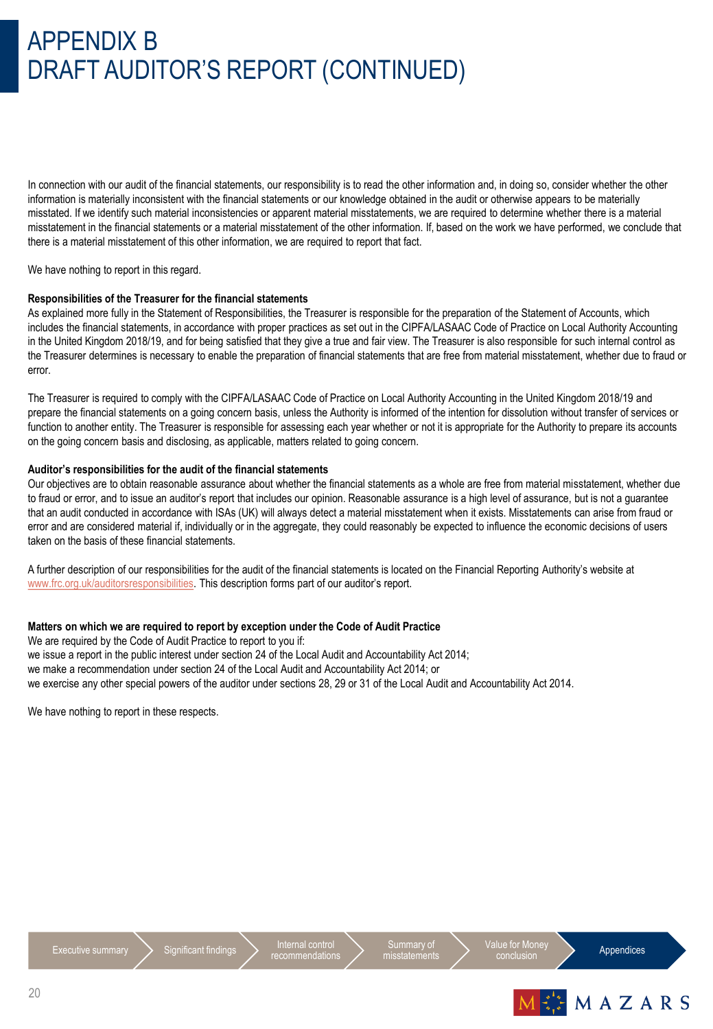# APPENDIX B
# DRAFT AUDITOR'S REPORT (CONTINUED)

In connection with our audit of the financial statements, our responsibility is to read the other information and, in doing so, consider whether the other information is materially inconsistent with the financial statements or our knowledge obtained in the audit or otherwise appears to be materially misstated. If we identify such material inconsistencies or apparent material misstatements, we are required to determine whether there is a material misstatement in the financial statements or a material misstatement of the other information. If, based on the work we have performed, we conclude that there is a material misstatement of this other information, we are required to report that fact.

We have nothing to report in this regard.

**Responsibilities of the Treasurer for the financial statements**

As explained more fully in the Statement of Responsibilities, the Treasurer is responsible for the preparation of the Statement of Accounts, which includes the financial statements, in accordance with proper practices as set out in the CIPFA/LASAAC Code of Practice on Local Authority Accounting in the United Kingdom 2018/19, and for being satisfied that they give a true and fair view. The Treasurer is also responsible for such internal control as the Treasurer determines is necessary to enable the preparation of financial statements that are free from material misstatement, whether due to fraud or error.

The Treasurer is required to comply with the CIPFA/LASAAC Code of Practice on Local Authority Accounting in the United Kingdom 2018/19 and prepare the financial statements on a going concern basis, unless the Authority is informed of the intention for dissolution without transfer of services or function to another entity. The Treasurer is responsible for assessing each year whether or not it is appropriate for the Authority to prepare its accounts on the going concern basis and disclosing, as applicable, matters related to going concern.

**Auditor's responsibilities for the audit of the financial statements**

Our objectives are to obtain reasonable assurance about whether the financial statements as a whole are free from material misstatement, whether due to fraud or error, and to issue an auditor's report that includes our opinion. Reasonable assurance is a high level of assurance, but is not a guarantee that an audit conducted in accordance with ISAs (UK) will always detect a material misstatement when it exists. Misstatements can arise from fraud or error and are considered material if, individually or in the aggregate, they could reasonably be expected to influence the economic decisions of users taken on the basis of these financial statements.

A further description of our responsibilities for the audit of the financial statements is located on the Financial Reporting Authority's website at www.frc.org.uk/auditorsresponsibilities. This description forms part of our auditor's report.

**Matters on which we are required to report by exception under the Code of Audit Practice**

We are required by the Code of Audit Practice to report to you if:

we issue a report in the public interest under section 24 of the Local Audit and Accountability Act 2014;

we make a recommendation under section 24 of the Local Audit and Accountability Act 2014; or

we exercise any other special powers of the auditor under sections 28, 29 or 31 of the Local Audit and Accountability Act 2014.

We have nothing to report in these respects.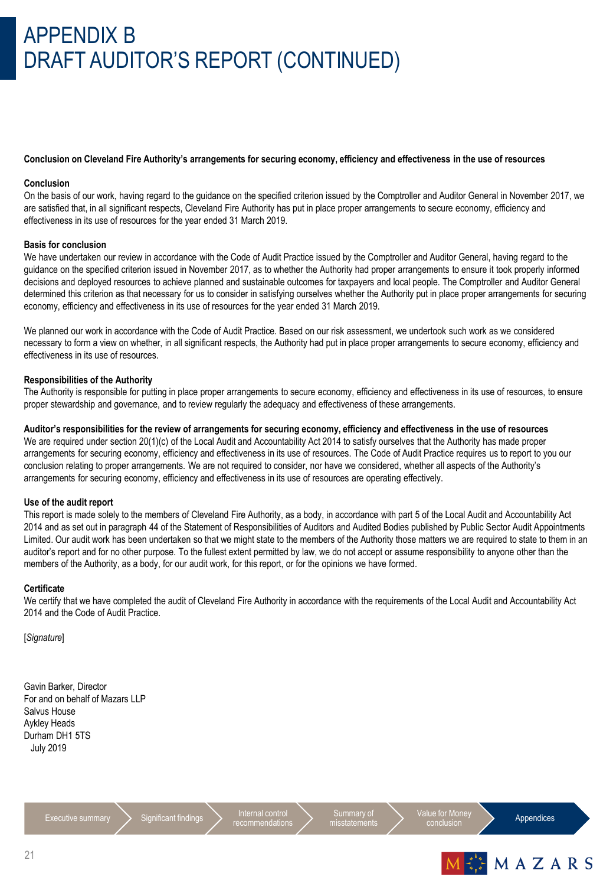# APPENDIX B
# DRAFT AUDITOR'S REPORT (CONTINUED)

**Conclusion on Cleveland Fire Authority's arrangements for securing economy, efficiency and effectiveness in the use of resources**

**Conclusion**

On the basis of our work, having regard to the guidance on the specified criterion issued by the Comptroller and Auditor General in November 2017, we are satisfied that, in all significant respects, Cleveland Fire Authority has put in place proper arrangements to secure economy, efficiency and effectiveness in its use of resources for the year ended 31 March 2019.

**Basis for conclusion**

We have undertaken our review in accordance with the Code of Audit Practice issued by the Comptroller and Auditor General, having regard to the guidance on the specified criterion issued in November 2017, as to whether the Authority had proper arrangements to ensure it took properly informed decisions and deployed resources to achieve planned and sustainable outcomes for taxpayers and local people. The Comptroller and Auditor General determined this criterion as that necessary for us to consider in satisfying ourselves whether the Authority put in place proper arrangements for securing economy, efficiency and effectiveness in its use of resources for the year ended 31 March 2019.

We planned our work in accordance with the Code of Audit Practice. Based on our risk assessment, we undertook such work as we considered necessary to form a view on whether, in all significant respects, the Authority had put in place proper arrangements to secure economy, efficiency and effectiveness in its use of resources.

**Responsibilities of the Authority**

The Authority is responsible for putting in place proper arrangements to secure economy, efficiency and effectiveness in its use of resources, to ensure proper stewardship and governance, and to review regularly the adequacy and effectiveness of these arrangements.

**Auditor's responsibilities for the review of arrangements for securing economy, efficiency and effectiveness in the use of resources**

We are required under section 20(1)(c) of the Local Audit and Accountability Act 2014 to satisfy ourselves that the Authority has made proper arrangements for securing economy, efficiency and effectiveness in its use of resources. The Code of Audit Practice requires us to report to you our conclusion relating to proper arrangements. We are not required to consider, nor have we considered, whether all aspects of the Authority's arrangements for securing economy, efficiency and effectiveness in its use of resources are operating effectively.

**Use of the audit report**

This report is made solely to the members of Cleveland Fire Authority, as a body, in accordance with part 5 of the Local Audit and Accountability Act 2014 and as set out in paragraph 44 of the Statement of Responsibilities of Auditors and Audited Bodies published by Public Sector Audit Appointments Limited. Our audit work has been undertaken so that we might state to the members of the Authority those matters we are required to state to them in an auditor's report and for no other purpose. To the fullest extent permitted by law, we do not accept or assume responsibility to anyone other than the members of the Authority, as a body, for our audit work, for this report, or for the opinions we have formed.

**Certificate**

We certify that we have completed the audit of Cleveland Fire Authority in accordance with the requirements of the Local Audit and Accountability Act 2014 and the Code of Audit Practice.

[*Signature*]

Gavin Barker, Director  
For and on behalf of Mazars LLP  
Salvus House  
Aykley Heads  
Durham DH1 5TS  
July 2019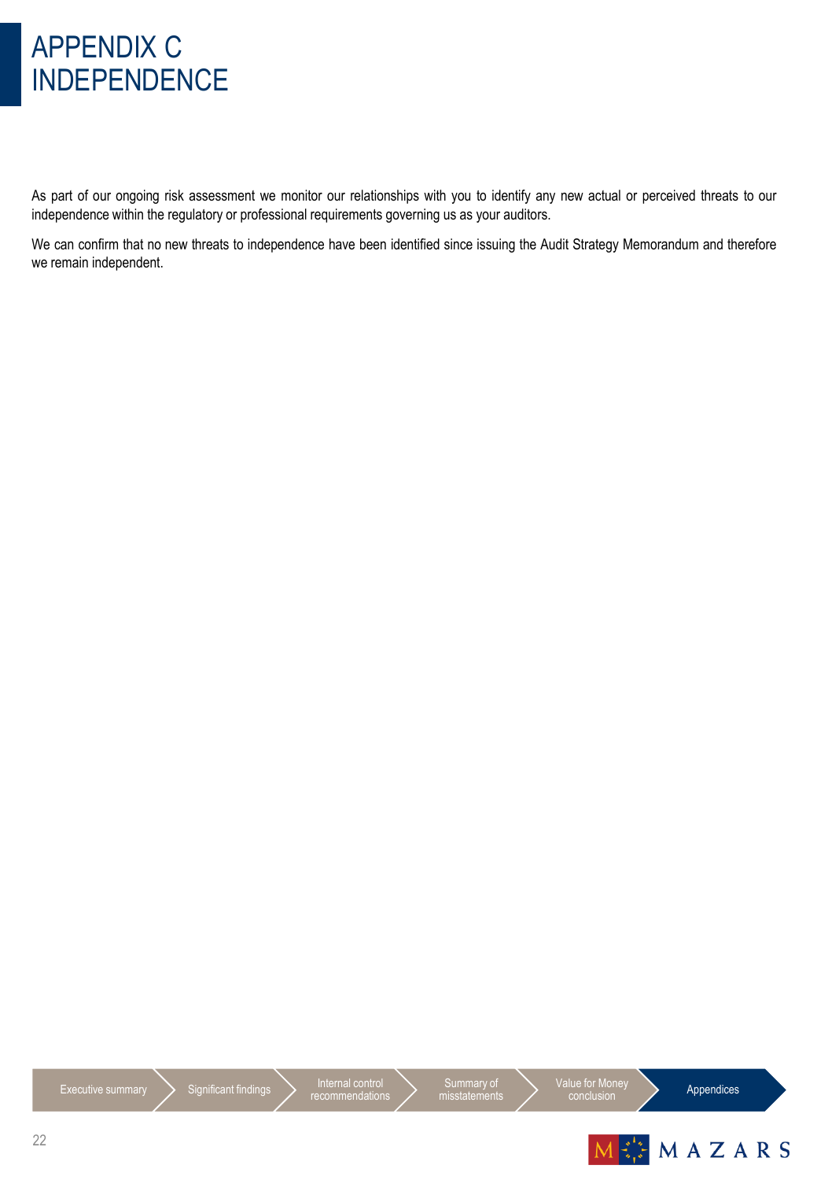# APPENDIX C INDEPENDENCE

As part of our ongoing risk assessment we monitor our relationships with you to identify any new actual or perceived threats to our independence within the regulatory or professional requirements governing us as your auditors.

We can confirm that no new threats to independence have been identified since issuing the Audit Strategy Memorandum and therefore we remain independent.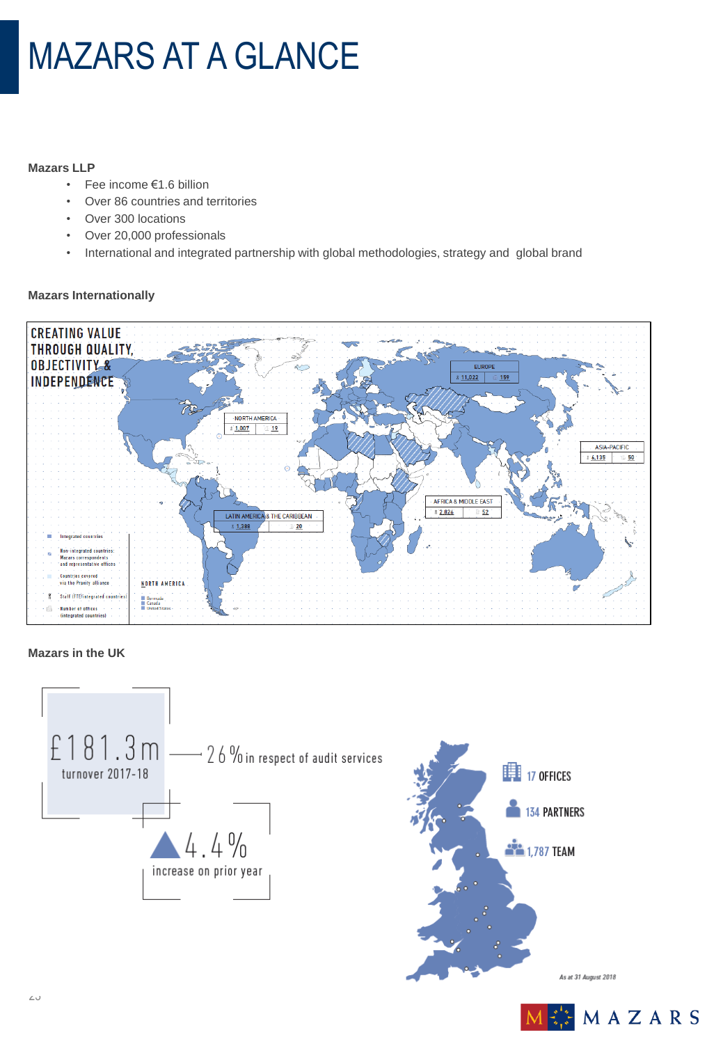# MAZARS AT A GLANCE

**Mazars LLP**

- Fee income €1.6 billion
- Over 86 countries and territories
- Over 300 locations
- Over 20,000 professionals
- International and integrated partnership with global methodologies, strategy and global brand

**Mazars Internationally**

CREATING VALUE THROUGH QUALITY, OBJECTIVITY & INDEPENDENCE

| Region | Staff (FTE) | Number of offices |
| --- | --- | --- |
| EUROPE | 11,022 | 159 |
| NORTH AMERICA | 1,007 | 19 |
| ASIA-PACIFIC | 6,135 | 50 |
| AFRICA & MIDDLE EAST | 2,824 | 52 |
| LATIN AMERICA & THE CARIBBEAN | 1,388 | 20 |

- Integrated countries
- Non-integrated countries: Mazars correspondents and representative offices
- Countries covered via the Praxity alliance
- Staff (FTE)(integrated countries)
- Number of offices (integrated countries)

NORTH AMERICA: Bermuda, Canada, United States

**Mazars in the UK**

£181.3m turnover 2017-18 — 26% in respect of audit services

4.4% increase on prior year

17 OFFICES

134 PARTNERS

1,787 TEAM

*As at 31 August 2018*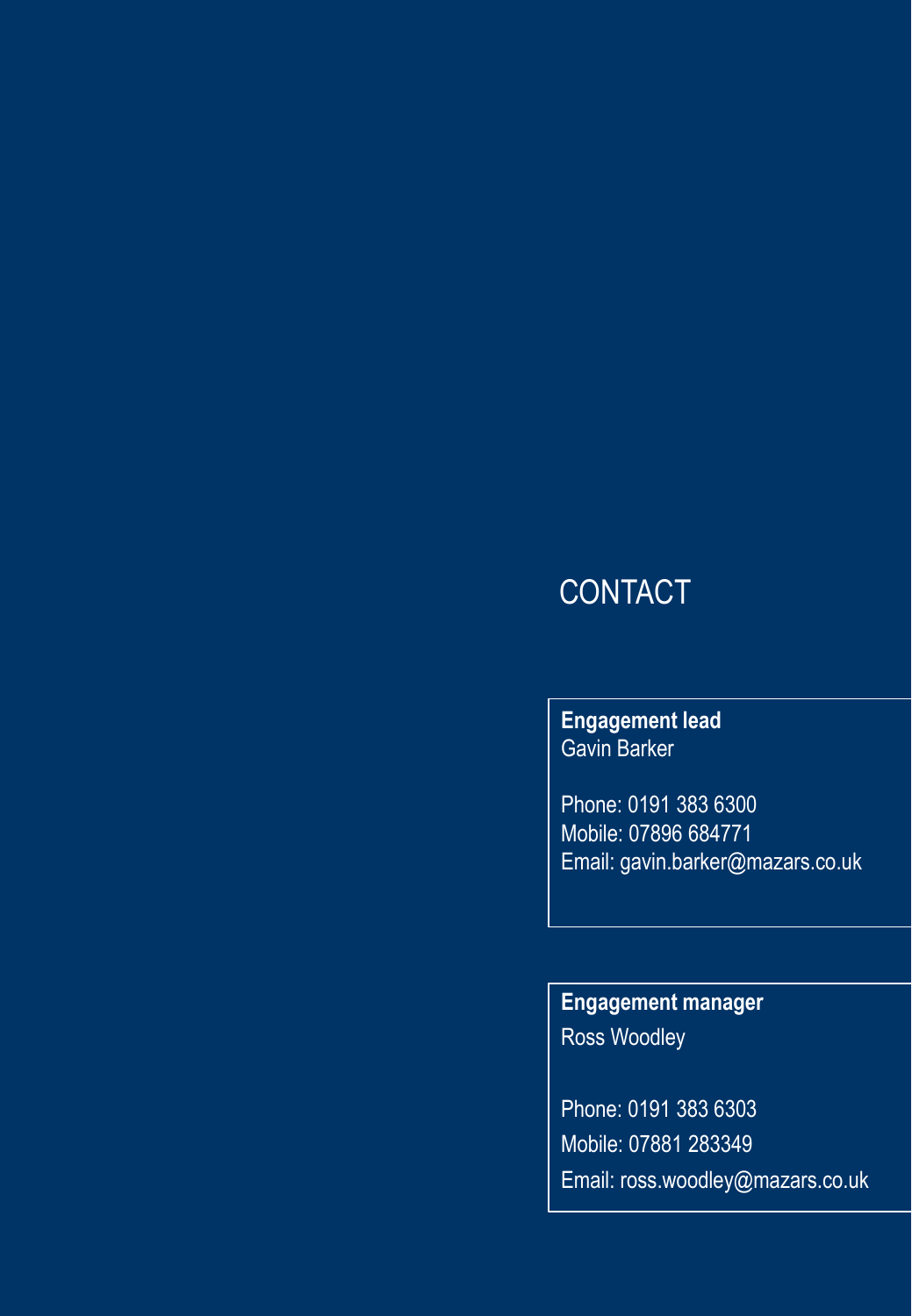# CONTACT

**Engagement lead**
Gavin Barker

Phone: 0191 383 6300
Mobile: 07896 684771
Email: gavin.barker@mazars.co.uk

**Engagement manager**
Ross Woodley

Phone: 0191 383 6303
Mobile: 07881 283349
Email: ross.woodley@mazars.co.uk